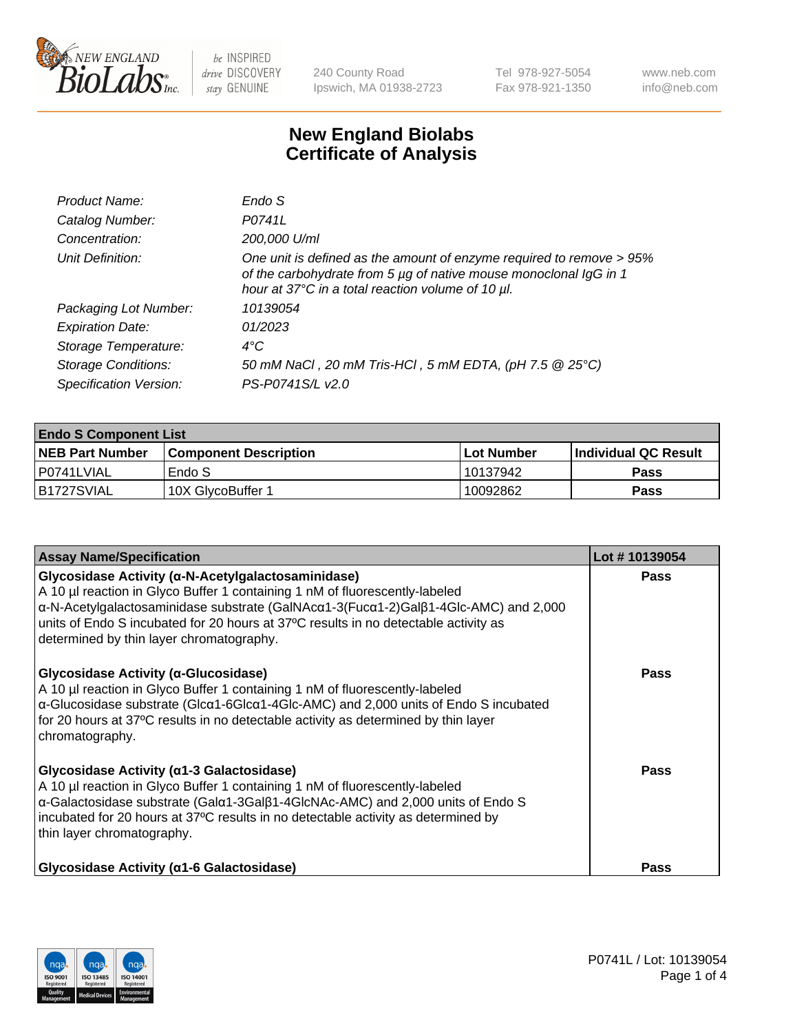New England Biolabs be INSPIRED drive DISCOVERY stay GENUINE

240 County Road
Ipswich, MA 01938-2723

Tel 978-927-5054
Fax 978-921-1350

www.neb.com
info@neb.com

# New England Biolabs Certificate of Analysis

| | |
|---|---|
| *Product Name:* | *Endo S* |
| *Catalog Number:* | *P0741L* |
| *Concentration:* | *200,000 U/ml* |
| *Unit Definition:* | *One unit is defined as the amount of enzyme required to remove > 95% of the carbohydrate from 5 µg of native mouse monoclonal IgG in 1 hour at 37°C in a total reaction volume of 10 µl.* |
| *Packaging Lot Number:* | *10139054* |
| *Expiration Date:* | *01/2023* |
| *Storage Temperature:* | *4°C* |
| *Storage Conditions:* | *50 mM NaCl , 20 mM Tris-HCl , 5 mM EDTA, (pH 7.5 @ 25°C)* |
| *Specification Version:* | *PS-P0741S/L v2.0* |

| **Endo S Component List** | | | |
|---|---|---|---|
| **NEB Part Number** | **Component Description** | **Lot Number** | **Individual QC Result** |
| P0741LVIAL | Endo S | 10137942 | **Pass** |
| B1727SVIAL | 10X GlycoBuffer 1 | 10092862 | **Pass** |

| **Assay Name/Specification** | **Lot # 10139054** |
|---|---|
| **Glycosidase Activity (α-N-Acetylgalactosaminidase)**<br>A 10 µl reaction in Glyco Buffer 1 containing 1 nM of fluorescently-labeled α-N-Acetylgalactosaminidase substrate (GalNAcα1-3(Fucα1-2)Galβ1-4Glc-AMC) and 2,000 units of Endo S incubated for 20 hours at 37ºC results in no detectable activity as determined by thin layer chromatography. | **Pass** |
| **Glycosidase Activity (α-Glucosidase)**<br>A 10 µl reaction in Glyco Buffer 1 containing 1 nM of fluorescently-labeled α-Glucosidase substrate (Glcα1-6Glcα1-4Glc-AMC) and 2,000 units of Endo S incubated for 20 hours at 37ºC results in no detectable activity as determined by thin layer chromatography. | **Pass** |
| **Glycosidase Activity (α1-3 Galactosidase)**<br>A 10 µl reaction in Glyco Buffer 1 containing 1 nM of fluorescently-labeled α-Galactosidase substrate (Galα1-3Galβ1-4GlcNAc-AMC) and 2,000 units of Endo S incubated for 20 hours at 37ºC results in no detectable activity as determined by thin layer chromatography. | **Pass** |
| **Glycosidase Activity (α1-6 Galactosidase)** | **Pass** |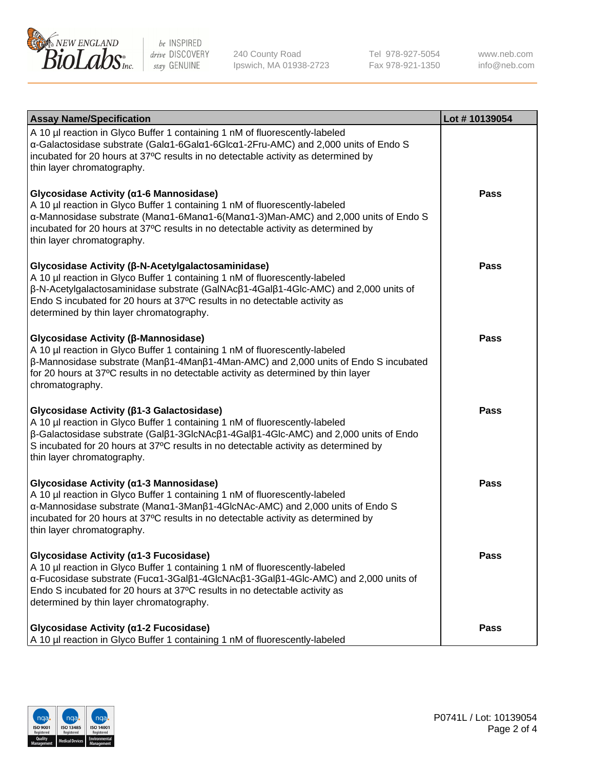| Assay Name/Specification | Lot # 10139054 |
|---|---|
| A 10 µl reaction in Glyco Buffer 1 containing 1 nM of fluorescently-labeled α-Galactosidase substrate (Galα1-6Galα1-6Glcα1-2Fru-AMC) and 2,000 units of Endo S incubated for 20 hours at 37ºC results in no detectable activity as determined by thin layer chromatography. | |
| **Glycosidase Activity (α1-6 Mannosidase)**<br>A 10 µl reaction in Glyco Buffer 1 containing 1 nM of fluorescently-labeled α-Mannosidase substrate (Manα1-6Manα1-6(Manα1-3)Man-AMC) and 2,000 units of Endo S incubated for 20 hours at 37ºC results in no detectable activity as determined by thin layer chromatography. | **Pass** |
| **Glycosidase Activity (β-N-Acetylgalactosaminidase)**<br>A 10 µl reaction in Glyco Buffer 1 containing 1 nM of fluorescently-labeled β-N-Acetylgalactosaminidase substrate (GalNAcβ1-4Galβ1-4Glc-AMC) and 2,000 units of Endo S incubated for 20 hours at 37ºC results in no detectable activity as determined by thin layer chromatography. | **Pass** |
| **Glycosidase Activity (β-Mannosidase)**<br>A 10 µl reaction in Glyco Buffer 1 containing 1 nM of fluorescently-labeled β-Mannosidase substrate (Manβ1-4Manβ1-4Man-AMC) and 2,000 units of Endo S incubated for 20 hours at 37ºC results in no detectable activity as determined by thin layer chromatography. | **Pass** |
| **Glycosidase Activity (β1-3 Galactosidase)**<br>A 10 µl reaction in Glyco Buffer 1 containing 1 nM of fluorescently-labeled β-Galactosidase substrate (Galβ1-3GlcNAcβ1-4Galβ1-4Glc-AMC) and 2,000 units of Endo S incubated for 20 hours at 37ºC results in no detectable activity as determined by thin layer chromatography. | **Pass** |
| **Glycosidase Activity (α1-3 Mannosidase)**<br>A 10 µl reaction in Glyco Buffer 1 containing 1 nM of fluorescently-labeled α-Mannosidase substrate (Manα1-3Manβ1-4GlcNAc-AMC) and 2,000 units of Endo S incubated for 20 hours at 37ºC results in no detectable activity as determined by thin layer chromatography. | **Pass** |
| **Glycosidase Activity (α1-3 Fucosidase)**<br>A 10 µl reaction in Glyco Buffer 1 containing 1 nM of fluorescently-labeled α-Fucosidase substrate (Fucα1-3Galβ1-4GlcNAcβ1-3Galβ1-4Glc-AMC) and 2,000 units of Endo S incubated for 20 hours at 37ºC results in no detectable activity as determined by thin layer chromatography. | **Pass** |
| **Glycosidase Activity (α1-2 Fucosidase)**<br>A 10 µl reaction in Glyco Buffer 1 containing 1 nM of fluorescently-labeled | **Pass** |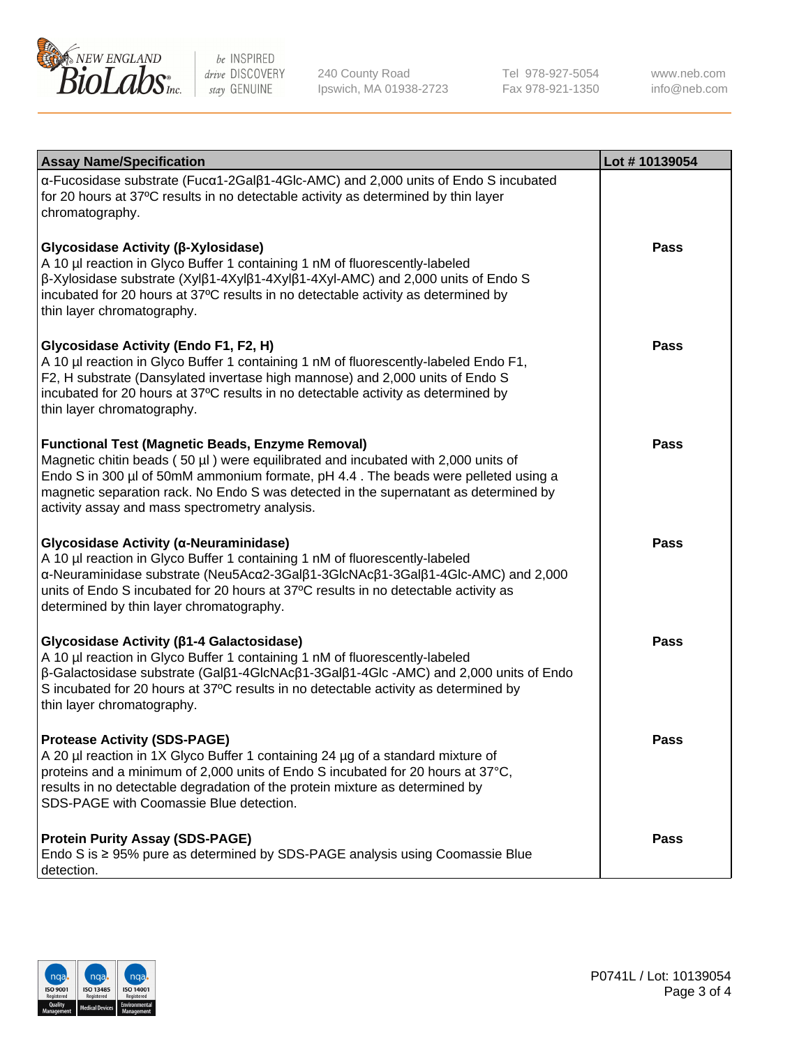| Assay Name/Specification | Lot # 10139054 |
| --- | --- |
| α-Fucosidase substrate (Fucα1-2Galβ1-4Glc-AMC) and 2,000 units of Endo S incubated for 20 hours at 37ºC results in no detectable activity as determined by thin layer chromatography. | |
| **Glycosidase Activity (β-Xylosidase)**<br>A 10 µl reaction in Glyco Buffer 1 containing 1 nM of fluorescently-labeled β-Xylosidase substrate (Xylβ1-4Xylβ1-4Xylβ1-4Xyl-AMC) and 2,000 units of Endo S incubated for 20 hours at 37ºC results in no detectable activity as determined by thin layer chromatography. | **Pass** |
| **Glycosidase Activity (Endo F1, F2, H)**<br>A 10 µl reaction in Glyco Buffer 1 containing 1 nM of fluorescently-labeled Endo F1, F2, H substrate (Dansylated invertase high mannose) and 2,000 units of Endo S incubated for 20 hours at 37ºC results in no detectable activity as determined by thin layer chromatography. | **Pass** |
| **Functional Test (Magnetic Beads, Enzyme Removal)**<br>Magnetic chitin beads ( 50 µl ) were equilibrated and incubated with 2,000 units of Endo S in 300 µl of 50mM ammonium formate, pH 4.4 . The beads were pelleted using a magnetic separation rack. No Endo S was detected in the supernatant as determined by activity assay and mass spectrometry analysis. | **Pass** |
| **Glycosidase Activity (α-Neuraminidase)**<br>A 10 µl reaction in Glyco Buffer 1 containing 1 nM of fluorescently-labeled α-Neuraminidase substrate (Neu5Acα2-3Galβ1-3GlcNAcβ1-3Galβ1-4Glc-AMC) and 2,000 units of Endo S incubated for 20 hours at 37ºC results in no detectable activity as determined by thin layer chromatography. | **Pass** |
| **Glycosidase Activity (β1-4 Galactosidase)**<br>A 10 µl reaction in Glyco Buffer 1 containing 1 nM of fluorescently-labeled β-Galactosidase substrate (Galβ1-4GlcNAcβ1-3Galβ1-4Glc -AMC) and 2,000 units of Endo S incubated for 20 hours at 37ºC results in no detectable activity as determined by thin layer chromatography. | **Pass** |
| **Protease Activity (SDS-PAGE)**<br>A 20 µl reaction in 1X Glyco Buffer 1 containing 24 µg of a standard mixture of proteins and a minimum of 2,000 units of Endo S incubated for 20 hours at 37°C, results in no detectable degradation of the protein mixture as determined by SDS-PAGE with Coomassie Blue detection. | **Pass** |
| **Protein Purity Assay (SDS-PAGE)**<br>Endo S is ≥ 95% pure as determined by SDS-PAGE analysis using Coomassie Blue detection. | **Pass** |

P0741L / Lot: 10139054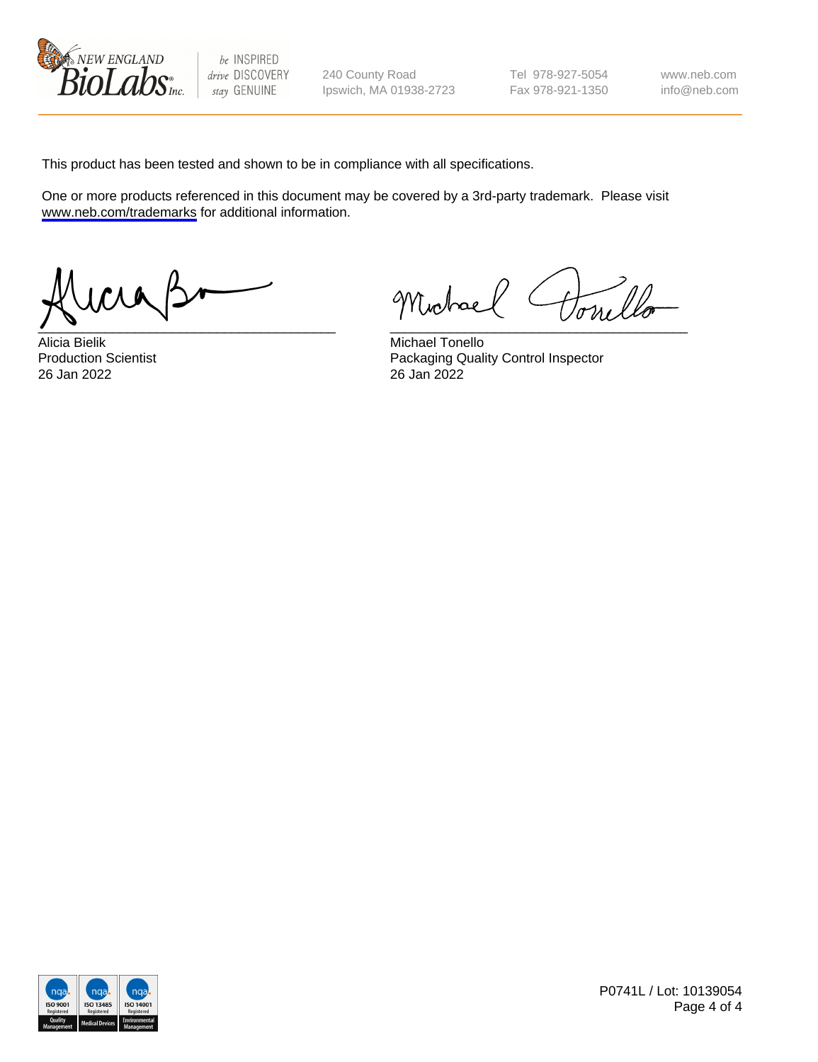This product has been tested and shown to be in compliance with all specifications.

One or more products referenced in this document may be covered by a 3rd-party trademark. Please visit www.neb.com/trademarks for additional information.

Alicia Bielik
Production Scientist
26 Jan 2022

Michael Tonello
Packaging Quality Control Inspector
26 Jan 2022

P0741L / Lot: 10139054